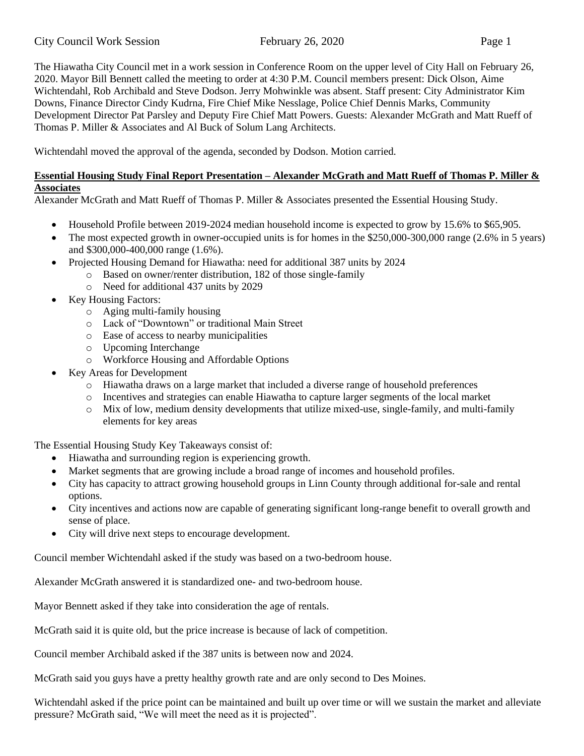The Hiawatha City Council met in a work session in Conference Room on the upper level of City Hall on February 26, 2020. Mayor Bill Bennett called the meeting to order at 4:30 P.M. Council members present: Dick Olson, Aime Wichtendahl, Rob Archibald and Steve Dodson. Jerry Mohwinkle was absent. Staff present: City Administrator Kim Downs, Finance Director Cindy Kudrna, Fire Chief Mike Nesslage, Police Chief Dennis Marks, Community Development Director Pat Parsley and Deputy Fire Chief Matt Powers. Guests: Alexander McGrath and Matt Rueff of Thomas P. Miller & Associates and Al Buck of Solum Lang Architects.

Wichtendahl moved the approval of the agenda, seconded by Dodson. Motion carried.

**Essential Housing Study Final Report Presentation – Alexander McGrath and Matt Rueff of Thomas P. Miller & Associates**

Alexander McGrath and Matt Rueff of Thomas P. Miller & Associates presented the Essential Housing Study.

- Household Profile between 2019-2024 median household income is expected to grow by 15.6% to $65,905.
- The most expected growth in owner-occupied units is for homes in the $250,000-300,000 range (2.6% in 5 years) and $300,000-400,000 range (1.6%).
- Projected Housing Demand for Hiawatha: need for additional 387 units by 2024
  - Based on owner/renter distribution, 182 of those single-family
  - Need for additional 437 units by 2029
- Key Housing Factors:
  - Aging multi-family housing
  - Lack of "Downtown" or traditional Main Street
  - Ease of access to nearby municipalities
  - Upcoming Interchange
  - Workforce Housing and Affordable Options
- Key Areas for Development
  - Hiawatha draws on a large market that included a diverse range of household preferences
  - Incentives and strategies can enable Hiawatha to capture larger segments of the local market
  - Mix of low, medium density developments that utilize mixed-use, single-family, and multi-family elements for key areas

The Essential Housing Study Key Takeaways consist of:

- Hiawatha and surrounding region is experiencing growth.
- Market segments that are growing include a broad range of incomes and household profiles.
- City has capacity to attract growing household groups in Linn County through additional for-sale and rental options.
- City incentives and actions now are capable of generating significant long-range benefit to overall growth and sense of place.
- City will drive next steps to encourage development.

Council member Wichtendahl asked if the study was based on a two-bedroom house.

Alexander McGrath answered it is standardized one- and two-bedroom house.

Mayor Bennett asked if they take into consideration the age of rentals.

McGrath said it is quite old, but the price increase is because of lack of competition.

Council member Archibald asked if the 387 units is between now and 2024.

McGrath said you guys have a pretty healthy growth rate and are only second to Des Moines.

Wichtendahl asked if the price point can be maintained and built up over time or will we sustain the market and alleviate pressure? McGrath said, "We will meet the need as it is projected".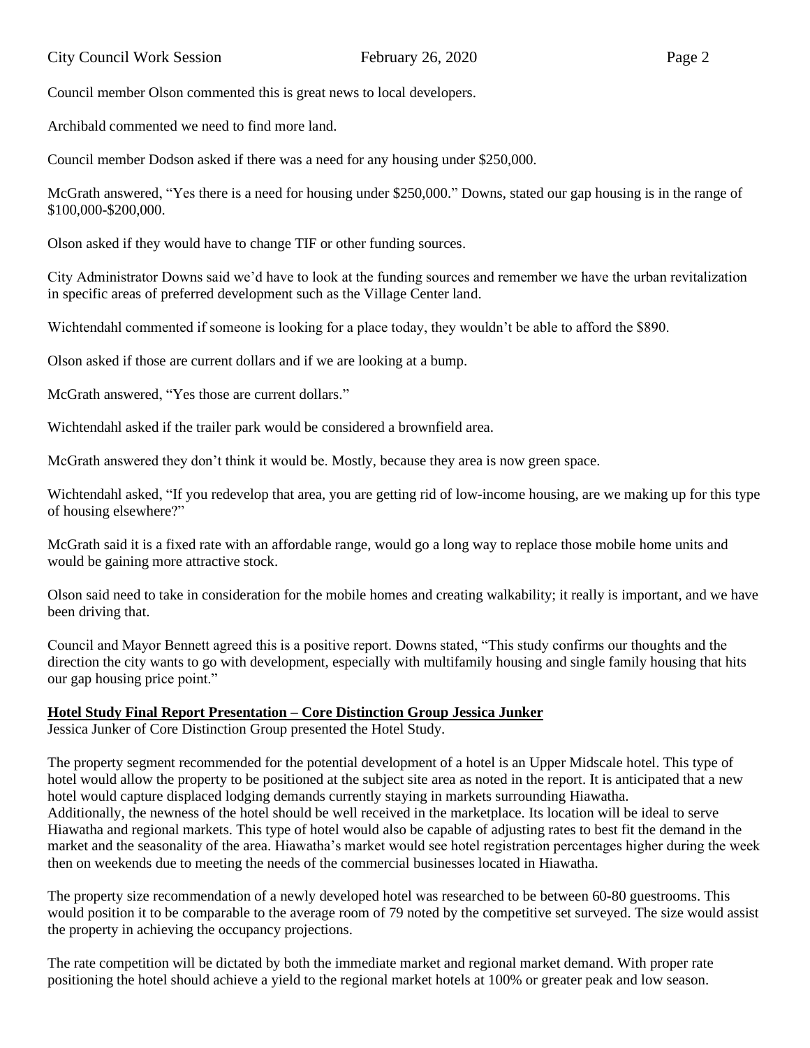Council member Olson commented this is great news to local developers.

Archibald commented we need to find more land.

Council member Dodson asked if there was a need for any housing under $250,000.

McGrath answered, "Yes there is a need for housing under $250,000." Downs, stated our gap housing is in the range of $100,000-$200,000.

Olson asked if they would have to change TIF or other funding sources.

City Administrator Downs said we'd have to look at the funding sources and remember we have the urban revitalization in specific areas of preferred development such as the Village Center land.

Wichtendahl commented if someone is looking for a place today, they wouldn't be able to afford the $890.

Olson asked if those are current dollars and if we are looking at a bump.

McGrath answered, "Yes those are current dollars."

Wichtendahl asked if the trailer park would be considered a brownfield area.

McGrath answered they don't think it would be. Mostly, because they area is now green space.

Wichtendahl asked, "If you redevelop that area, you are getting rid of low-income housing, are we making up for this type of housing elsewhere?"

McGrath said it is a fixed rate with an affordable range, would go a long way to replace those mobile home units and would be gaining more attractive stock.

Olson said need to take in consideration for the mobile homes and creating walkability; it really is important, and we have been driving that.

Council and Mayor Bennett agreed this is a positive report. Downs stated, "This study confirms our thoughts and the direction the city wants to go with development, especially with multifamily housing and single family housing that hits our gap housing price point."

**Hotel Study Final Report Presentation – Core Distinction Group Jessica Junker**

Jessica Junker of Core Distinction Group presented the Hotel Study.

The property segment recommended for the potential development of a hotel is an Upper Midscale hotel. This type of hotel would allow the property to be positioned at the subject site area as noted in the report. It is anticipated that a new hotel would capture displaced lodging demands currently staying in markets surrounding Hiawatha.
Additionally, the newness of the hotel should be well received in the marketplace. Its location will be ideal to serve Hiawatha and regional markets. This type of hotel would also be capable of adjusting rates to best fit the demand in the market and the seasonality of the area. Hiawatha's market would see hotel registration percentages higher during the week then on weekends due to meeting the needs of the commercial businesses located in Hiawatha.

The property size recommendation of a newly developed hotel was researched to be between 60-80 guestrooms. This would position it to be comparable to the average room of 79 noted by the competitive set surveyed. The size would assist the property in achieving the occupancy projections.

The rate competition will be dictated by both the immediate market and regional market demand. With proper rate positioning the hotel should achieve a yield to the regional market hotels at 100% or greater peak and low season.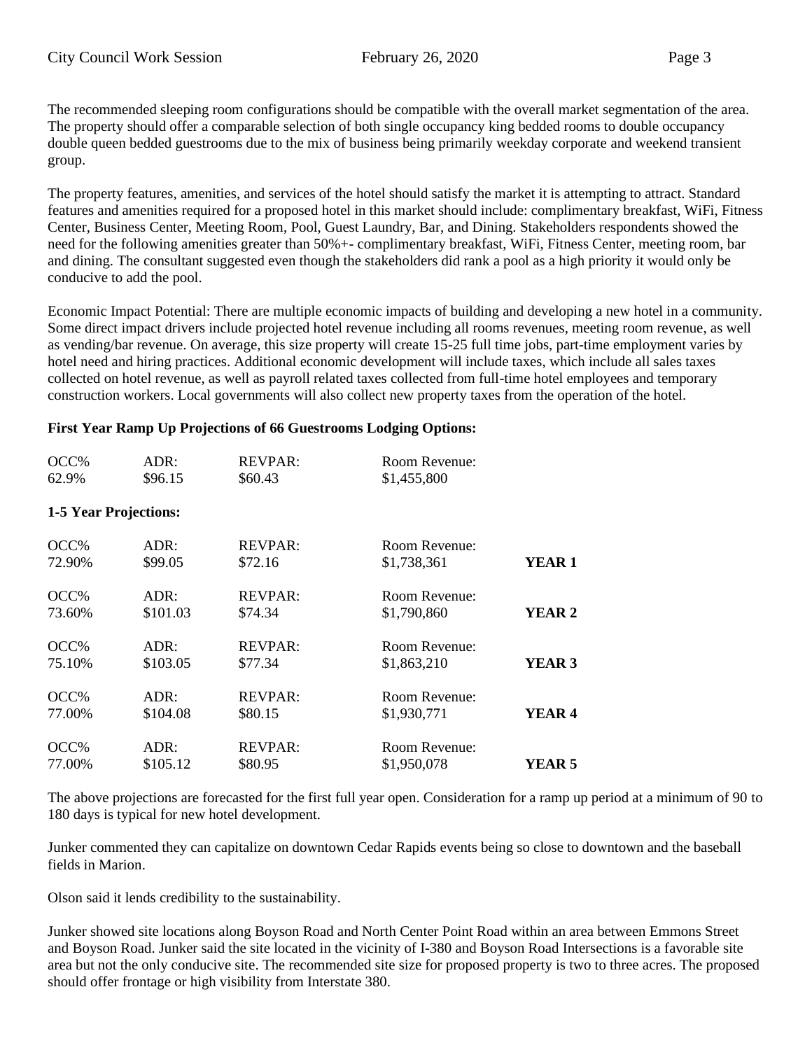The recommended sleeping room configurations should be compatible with the overall market segmentation of the area. The property should offer a comparable selection of both single occupancy king bedded rooms to double occupancy double queen bedded guestrooms due to the mix of business being primarily weekday corporate and weekend transient group.

The property features, amenities, and services of the hotel should satisfy the market it is attempting to attract. Standard features and amenities required for a proposed hotel in this market should include: complimentary breakfast, WiFi, Fitness Center, Business Center, Meeting Room, Pool, Guest Laundry, Bar, and Dining. Stakeholders respondents showed the need for the following amenities greater than 50%+- complimentary breakfast, WiFi, Fitness Center, meeting room, bar and dining. The consultant suggested even though the stakeholders did rank a pool as a high priority it would only be conducive to add the pool.

Economic Impact Potential: There are multiple economic impacts of building and developing a new hotel in a community. Some direct impact drivers include projected hotel revenue including all rooms revenues, meeting room revenue, as well as vending/bar revenue. On average, this size property will create 15-25 full time jobs, part-time employment varies by hotel need and hiring practices. Additional economic development will include taxes, which include all sales taxes collected on hotel revenue, as well as payroll related taxes collected from full-time hotel employees and temporary construction workers. Local governments will also collect new property taxes from the operation of the hotel.

**First Year Ramp Up Projections of 66 Guestrooms Lodging Options:**

| OCC% | ADR: | REVPAR: | Room Revenue: |
|---|---|---|---|
| 62.9% | $96.15 | $60.43 | $1,455,800 |

**1-5 Year Projections:**

| OCC% | ADR: | REVPAR: | Room Revenue: | |
|---|---|---|---|---|
| 72.90% | $99.05 | $72.16 | $1,738,361 | **YEAR 1** |
| 73.60% | $101.03 | $74.34 | $1,790,860 | **YEAR 2** |
| 75.10% | $103.05 | $77.34 | $1,863,210 | **YEAR 3** |
| 77.00% | $104.08 | $80.15 | $1,930,771 | **YEAR 4** |
| 77.00% | $105.12 | $80.95 | $1,950,078 | **YEAR 5** |

The above projections are forecasted for the first full year open. Consideration for a ramp up period at a minimum of 90 to 180 days is typical for new hotel development.

Junker commented they can capitalize on downtown Cedar Rapids events being so close to downtown and the baseball fields in Marion.

Olson said it lends credibility to the sustainability.

Junker showed site locations along Boyson Road and North Center Point Road within an area between Emmons Street and Boyson Road. Junker said the site located in the vicinity of I-380 and Boyson Road Intersections is a favorable site area but not the only conducive site. The recommended site size for proposed property is two to three acres. The proposed should offer frontage or high visibility from Interstate 380.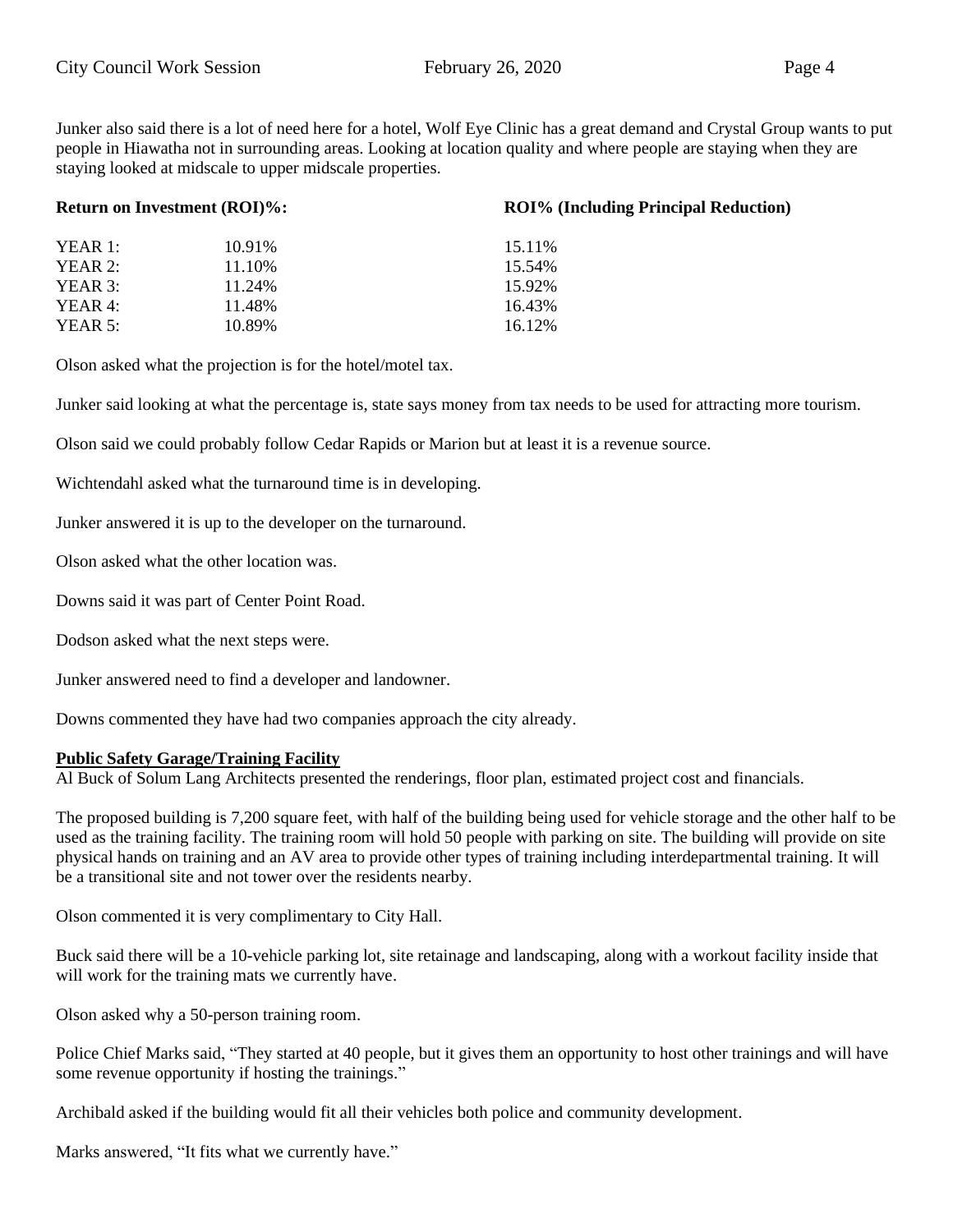Junker also said there is a lot of need here for a hotel, Wolf Eye Clinic has a great demand and Crystal Group wants to put people in Hiawatha not in surrounding areas. Looking at location quality and where people are staying when they are staying looked at midscale to upper midscale properties.

| Return on Investment (ROI)%: | | ROI% (Including Principal Reduction) |
|---|---|---|
| YEAR 1: | 10.91% | 15.11% |
| YEAR 2: | 11.10% | 15.54% |
| YEAR 3: | 11.24% | 15.92% |
| YEAR 4: | 11.48% | 16.43% |
| YEAR 5: | 10.89% | 16.12% |

Olson asked what the projection is for the hotel/motel tax.

Junker said looking at what the percentage is, state says money from tax needs to be used for attracting more tourism.

Olson said we could probably follow Cedar Rapids or Marion but at least it is a revenue source.

Wichtendahl asked what the turnaround time is in developing.

Junker answered it is up to the developer on the turnaround.

Olson asked what the other location was.

Downs said it was part of Center Point Road.

Dodson asked what the next steps were.

Junker answered need to find a developer and landowner.

Downs commented they have had two companies approach the city already.

**Public Safety Garage/Training Facility**

Al Buck of Solum Lang Architects presented the renderings, floor plan, estimated project cost and financials.

The proposed building is 7,200 square feet, with half of the building being used for vehicle storage and the other half to be used as the training facility. The training room will hold 50 people with parking on site. The building will provide on site physical hands on training and an AV area to provide other types of training including interdepartmental training. It will be a transitional site and not tower over the residents nearby.

Olson commented it is very complimentary to City Hall.

Buck said there will be a 10-vehicle parking lot, site retainage and landscaping, along with a workout facility inside that will work for the training mats we currently have.

Olson asked why a 50-person training room.

Police Chief Marks said, "They started at 40 people, but it gives them an opportunity to host other trainings and will have some revenue opportunity if hosting the trainings."

Archibald asked if the building would fit all their vehicles both police and community development.

Marks answered, "It fits what we currently have."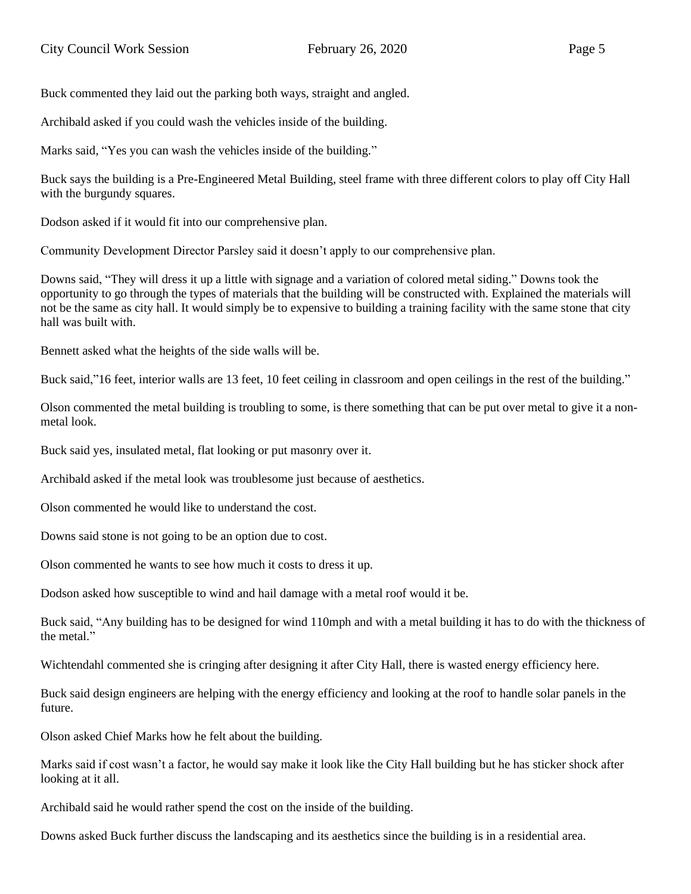Buck commented they laid out the parking both ways, straight and angled.

Archibald asked if you could wash the vehicles inside of the building.

Marks said, "Yes you can wash the vehicles inside of the building."

Buck says the building is a Pre-Engineered Metal Building, steel frame with three different colors to play off City Hall with the burgundy squares.

Dodson asked if it would fit into our comprehensive plan.

Community Development Director Parsley said it doesn't apply to our comprehensive plan.

Downs said, "They will dress it up a little with signage and a variation of colored metal siding." Downs took the opportunity to go through the types of materials that the building will be constructed with. Explained the materials will not be the same as city hall. It would simply be to expensive to building a training facility with the same stone that city hall was built with.

Bennett asked what the heights of the side walls will be.

Buck said,"16 feet, interior walls are 13 feet, 10 feet ceiling in classroom and open ceilings in the rest of the building."

Olson commented the metal building is troubling to some, is there something that can be put over metal to give it a non-metal look.

Buck said yes, insulated metal, flat looking or put masonry over it.

Archibald asked if the metal look was troublesome just because of aesthetics.

Olson commented he would like to understand the cost.

Downs said stone is not going to be an option due to cost.

Olson commented he wants to see how much it costs to dress it up.

Dodson asked how susceptible to wind and hail damage with a metal roof would it be.

Buck said, "Any building has to be designed for wind 110mph and with a metal building it has to do with the thickness of the metal."

Wichtendahl commented she is cringing after designing it after City Hall, there is wasted energy efficiency here.

Buck said design engineers are helping with the energy efficiency and looking at the roof to handle solar panels in the future.

Olson asked Chief Marks how he felt about the building.

Marks said if cost wasn't a factor, he would say make it look like the City Hall building but he has sticker shock after looking at it all.

Archibald said he would rather spend the cost on the inside of the building.

Downs asked Buck further discuss the landscaping and its aesthetics since the building is in a residential area.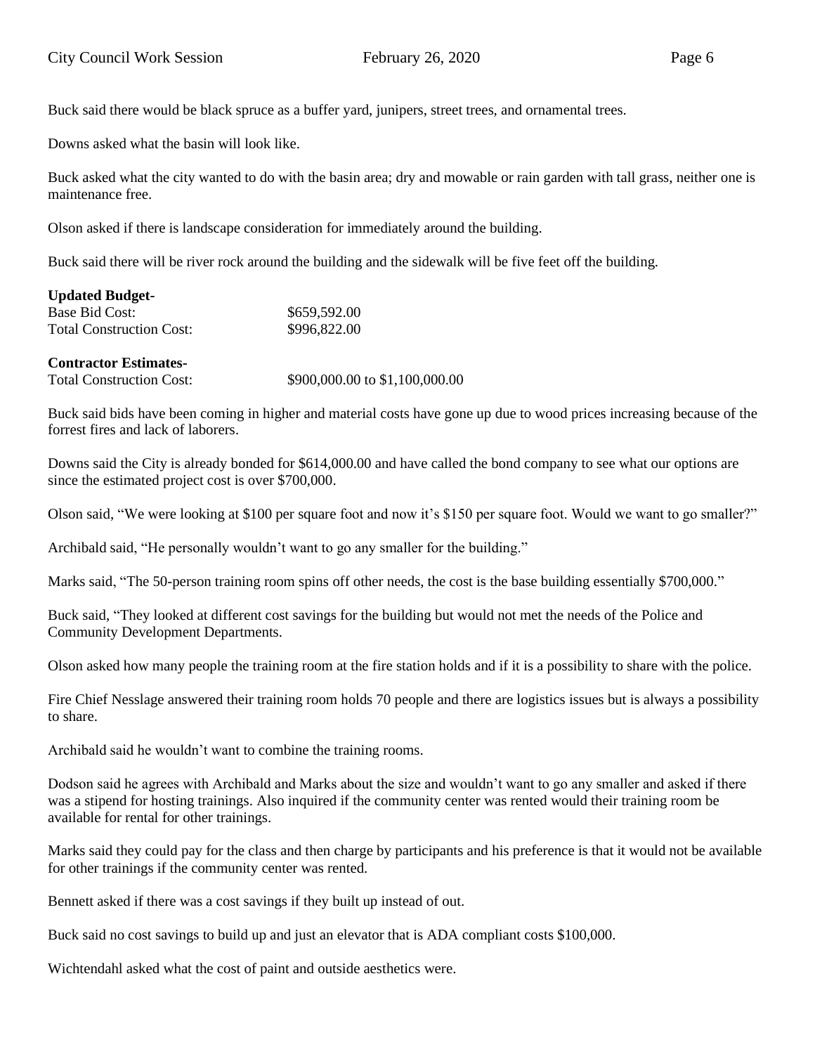Buck said there would be black spruce as a buffer yard, junipers, street trees, and ornamental trees.

Downs asked what the basin will look like.

Buck asked what the city wanted to do with the basin area; dry and mowable or rain garden with tall grass, neither one is maintenance free.

Olson asked if there is landscape consideration for immediately around the building.

Buck said there will be river rock around the building and the sidewalk will be five feet off the building.

**Updated Budget-**

| | |
|---|---|
| Base Bid Cost: | $659,592.00 |
| Total Construction Cost: | $996,822.00 |

**Contractor Estimates-**

| | |
|---|---|
| Total Construction Cost: | $900,000.00 to $1,100,000.00 |

Buck said bids have been coming in higher and material costs have gone up due to wood prices increasing because of the forrest fires and lack of laborers.

Downs said the City is already bonded for $614,000.00 and have called the bond company to see what our options are since the estimated project cost is over $700,000.

Olson said, "We were looking at $100 per square foot and now it's $150 per square foot. Would we want to go smaller?"

Archibald said, "He personally wouldn't want to go any smaller for the building."

Marks said, "The 50-person training room spins off other needs, the cost is the base building essentially $700,000."

Buck said, "They looked at different cost savings for the building but would not met the needs of the Police and Community Development Departments.

Olson asked how many people the training room at the fire station holds and if it is a possibility to share with the police.

Fire Chief Nesslage answered their training room holds 70 people and there are logistics issues but is always a possibility to share.

Archibald said he wouldn't want to combine the training rooms.

Dodson said he agrees with Archibald and Marks about the size and wouldn't want to go any smaller and asked if there was a stipend for hosting trainings. Also inquired if the community center was rented would their training room be available for rental for other trainings.

Marks said they could pay for the class and then charge by participants and his preference is that it would not be available for other trainings if the community center was rented.

Bennett asked if there was a cost savings if they built up instead of out.

Buck said no cost savings to build up and just an elevator that is ADA compliant costs $100,000.

Wichtendahl asked what the cost of paint and outside aesthetics were.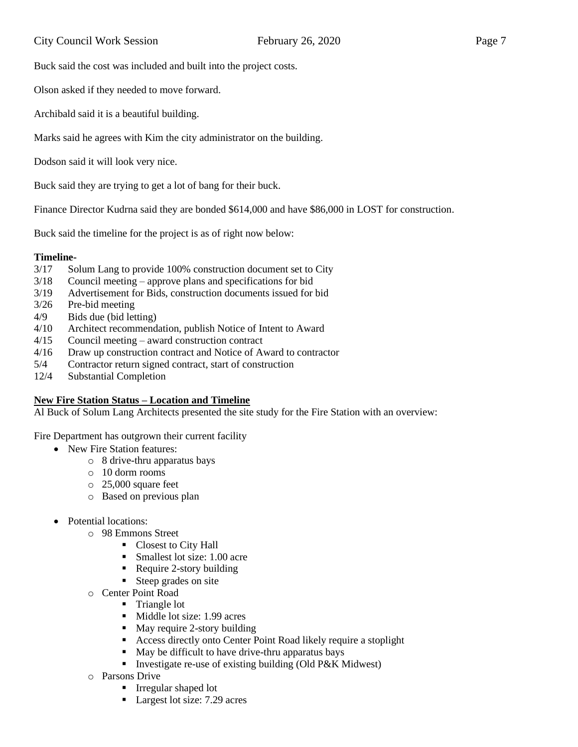Buck said the cost was included and built into the project costs.

Olson asked if they needed to move forward.

Archibald said it is a beautiful building.

Marks said he agrees with Kim the city administrator on the building.

Dodson said it will look very nice.

Buck said they are trying to get a lot of bang for their buck.

Finance Director Kudrna said they are bonded $614,000 and have $86,000 in LOST for construction.

Buck said the timeline for the project is as of right now below:

**Timeline**-

- 3/17 Solum Lang to provide 100% construction document set to City
- 3/18 Council meeting – approve plans and specifications for bid
- 3/19 Advertisement for Bids, construction documents issued for bid
- 3/26 Pre-bid meeting
- 4/9 Bids due (bid letting)
- 4/10 Architect recommendation, publish Notice of Intent to Award
- 4/15 Council meeting – award construction contract
- 4/16 Draw up construction contract and Notice of Award to contractor
- 5/4 Contractor return signed contract, start of construction
- 12/4 Substantial Completion

**New Fire Station Status – Location and Timeline**

Al Buck of Solum Lang Architects presented the site study for the Fire Station with an overview:

Fire Department has outgrown their current facility

- New Fire Station features:
    - 8 drive-thru apparatus bays
    - 10 dorm rooms
    - 25,000 square feet
    - Based on previous plan

- Potential locations:
    - 98 Emmons Street
        - Closest to City Hall
        - Smallest lot size: 1.00 acre
        - Require 2-story building
        - Steep grades on site
    - Center Point Road
        - Triangle lot
        - Middle lot size: 1.99 acres
        - May require 2-story building
        - Access directly onto Center Point Road likely require a stoplight
        - May be difficult to have drive-thru apparatus bays
        - Investigate re-use of existing building (Old P&K Midwest)
    - Parsons Drive
        - Irregular shaped lot
        - Largest lot size: 7.29 acres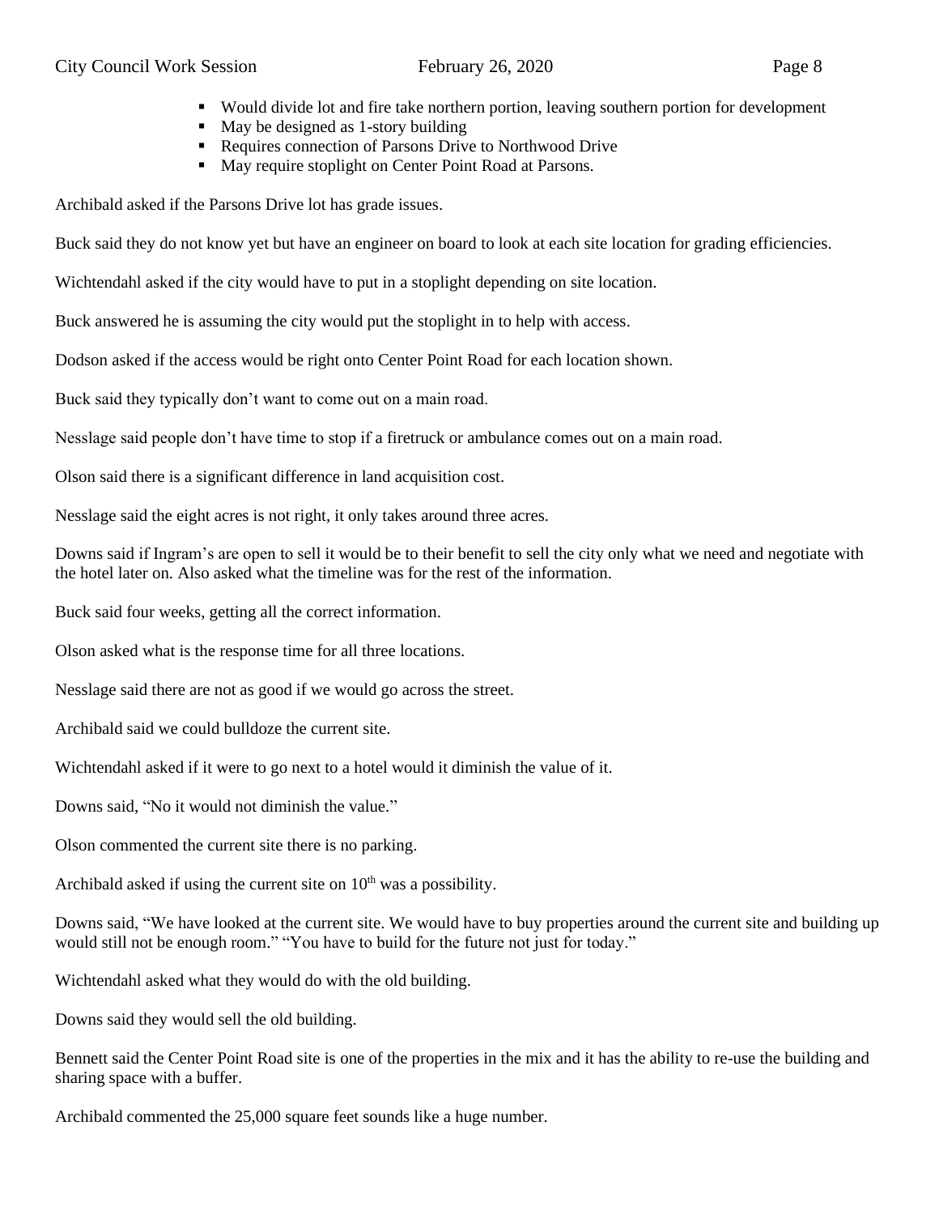- Would divide lot and fire take northern portion, leaving southern portion for development
- May be designed as 1-story building
- Requires connection of Parsons Drive to Northwood Drive
- May require stoplight on Center Point Road at Parsons.

Archibald asked if the Parsons Drive lot has grade issues.

Buck said they do not know yet but have an engineer on board to look at each site location for grading efficiencies.

Wichtendahl asked if the city would have to put in a stoplight depending on site location.

Buck answered he is assuming the city would put the stoplight in to help with access.

Dodson asked if the access would be right onto Center Point Road for each location shown.

Buck said they typically don't want to come out on a main road.

Nesslage said people don't have time to stop if a firetruck or ambulance comes out on a main road.

Olson said there is a significant difference in land acquisition cost.

Nesslage said the eight acres is not right, it only takes around three acres.

Downs said if Ingram's are open to sell it would be to their benefit to sell the city only what we need and negotiate with the hotel later on. Also asked what the timeline was for the rest of the information.

Buck said four weeks, getting all the correct information.

Olson asked what is the response time for all three locations.

Nesslage said there are not as good if we would go across the street.

Archibald said we could bulldoze the current site.

Wichtendahl asked if it were to go next to a hotel would it diminish the value of it.

Downs said, "No it would not diminish the value."

Olson commented the current site there is no parking.

Archibald asked if using the current site on 10th was a possibility.

Downs said, "We have looked at the current site. We would have to buy properties around the current site and building up would still not be enough room." "You have to build for the future not just for today."

Wichtendahl asked what they would do with the old building.

Downs said they would sell the old building.

Bennett said the Center Point Road site is one of the properties in the mix and it has the ability to re-use the building and sharing space with a buffer.

Archibald commented the 25,000 square feet sounds like a huge number.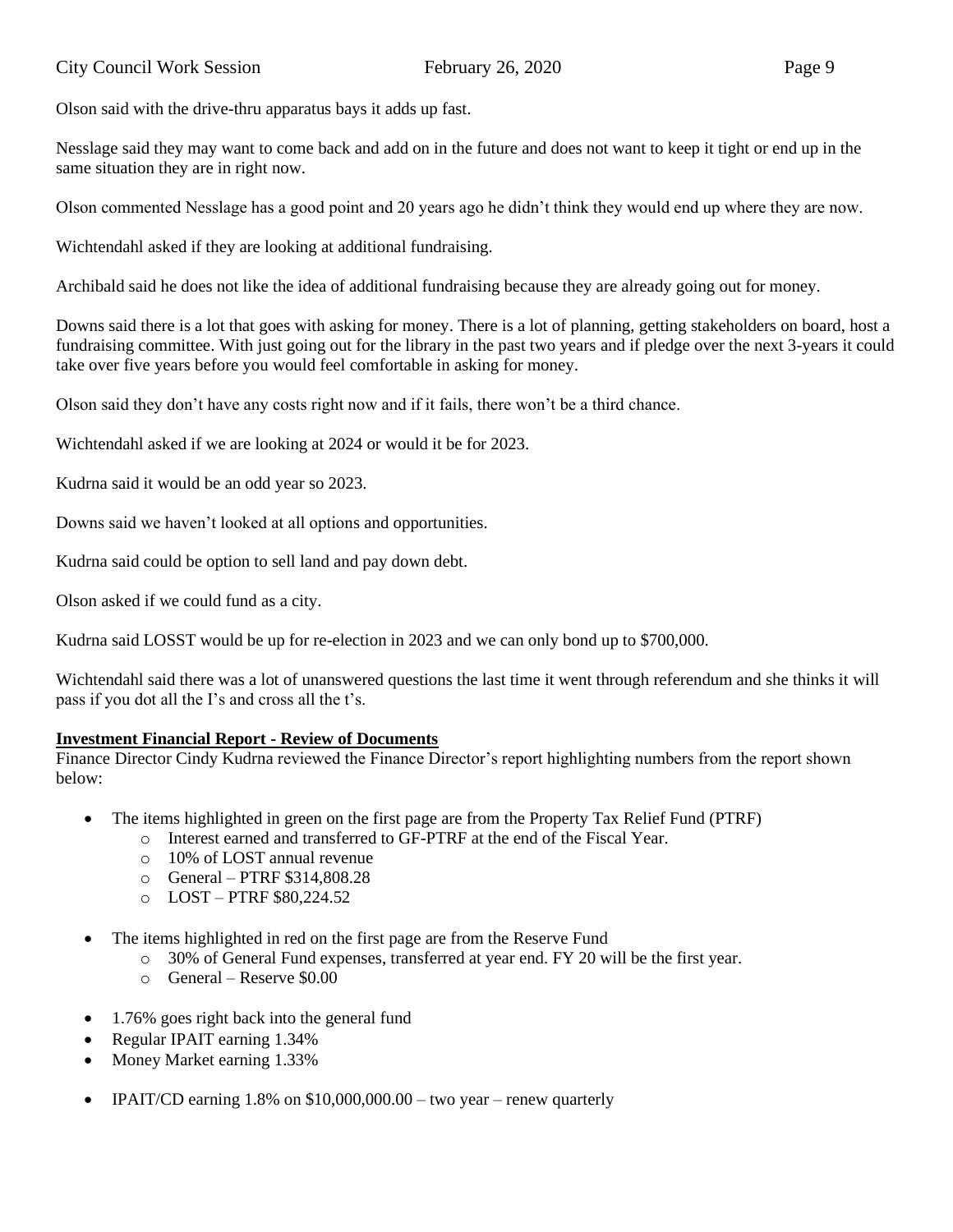Olson said with the drive-thru apparatus bays it adds up fast.

Nesslage said they may want to come back and add on in the future and does not want to keep it tight or end up in the same situation they are in right now.

Olson commented Nesslage has a good point and 20 years ago he didn't think they would end up where they are now.

Wichtendahl asked if they are looking at additional fundraising.

Archibald said he does not like the idea of additional fundraising because they are already going out for money.

Downs said there is a lot that goes with asking for money. There is a lot of planning, getting stakeholders on board, host a fundraising committee. With just going out for the library in the past two years and if pledge over the next 3-years it could take over five years before you would feel comfortable in asking for money.

Olson said they don't have any costs right now and if it fails, there won't be a third chance.

Wichtendahl asked if we are looking at 2024 or would it be for 2023.

Kudrna said it would be an odd year so 2023.

Downs said we haven't looked at all options and opportunities.

Kudrna said could be option to sell land and pay down debt.

Olson asked if we could fund as a city.

Kudrna said LOSST would be up for re-election in 2023 and we can only bond up to $700,000.

Wichtendahl said there was a lot of unanswered questions the last time it went through referendum and she thinks it will pass if you dot all the I's and cross all the t's.

**Investment Financial Report - Review of Documents**

Finance Director Cindy Kudrna reviewed the Finance Director's report highlighting numbers from the report shown below:

- The items highlighted in green on the first page are from the Property Tax Relief Fund (PTRF)
  - Interest earned and transferred to GF-PTRF at the end of the Fiscal Year.
  - 10% of LOST annual revenue
  - General – PTRF $314,808.28
  - LOST – PTRF $80,224.52

- The items highlighted in red on the first page are from the Reserve Fund
  - 30% of General Fund expenses, transferred at year end. FY 20 will be the first year.
  - General – Reserve $0.00

- 1.76% goes right back into the general fund
- Regular IPAIT earning 1.34%
- Money Market earning 1.33%

- IPAIT/CD earning 1.8% on $10,000,000.00 – two year – renew quarterly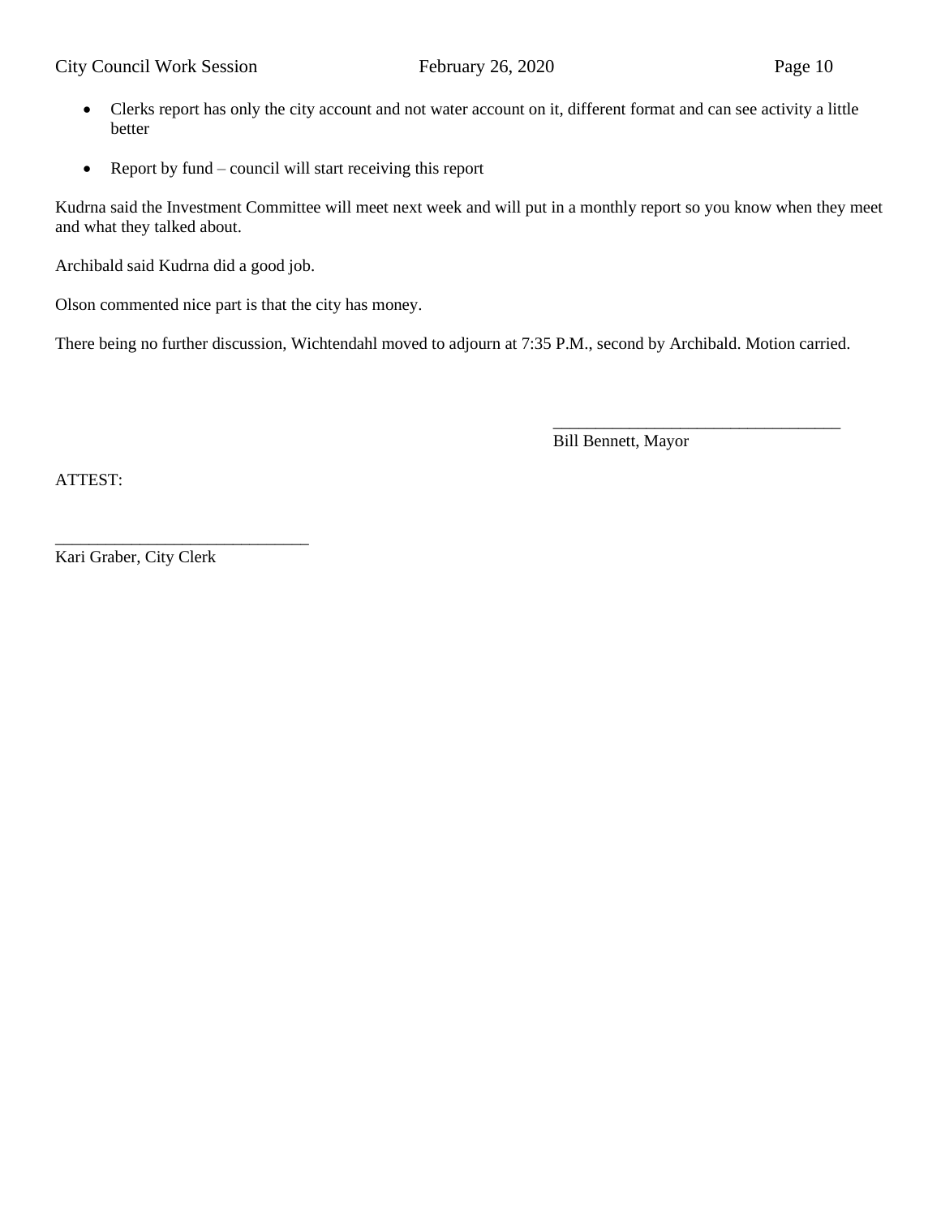- Clerks report has only the city account and not water account on it, different format and can see activity a little better

- Report by fund – council will start receiving this report

Kudrna said the Investment Committee will meet next week and will put in a monthly report so you know when they meet and what they talked about.

Archibald said Kudrna did a good job.

Olson commented nice part is that the city has money.

There being no further discussion, Wichtendahl moved to adjourn at 7:35 P.M., second by Archibald. Motion carried.

\_\_\_\_\_\_\_\_\_\_\_\_\_\_\_\_\_\_\_\_\_\_\_\_\_\_\_\_\_\_\_\_\_\_\_

Bill Bennett, Mayor

ATTEST:

\_\_\_\_\_\_\_\_\_\_\_\_\_\_\_\_\_\_\_\_\_\_\_\_\_\_\_\_\_\_\_

Kari Graber, City Clerk